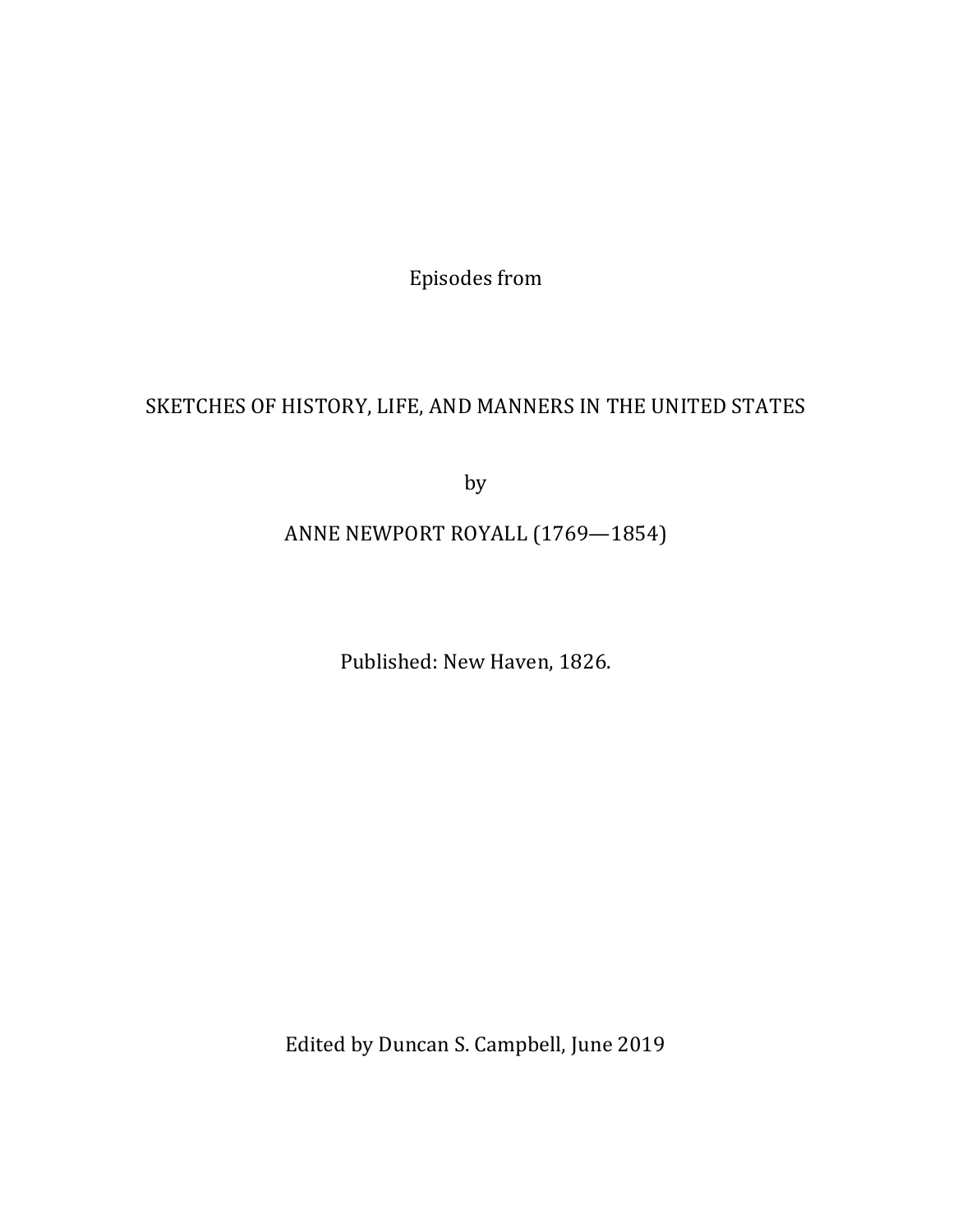Episodes from

# SKETCHES OF HISTORY, LIFE, AND MANNERS IN THE UNITED STATES

by

ANNE NEWPORT ROYALL (1769—1854)

Published: New Haven, 1826.

Edited by Duncan S. Campbell, June 2019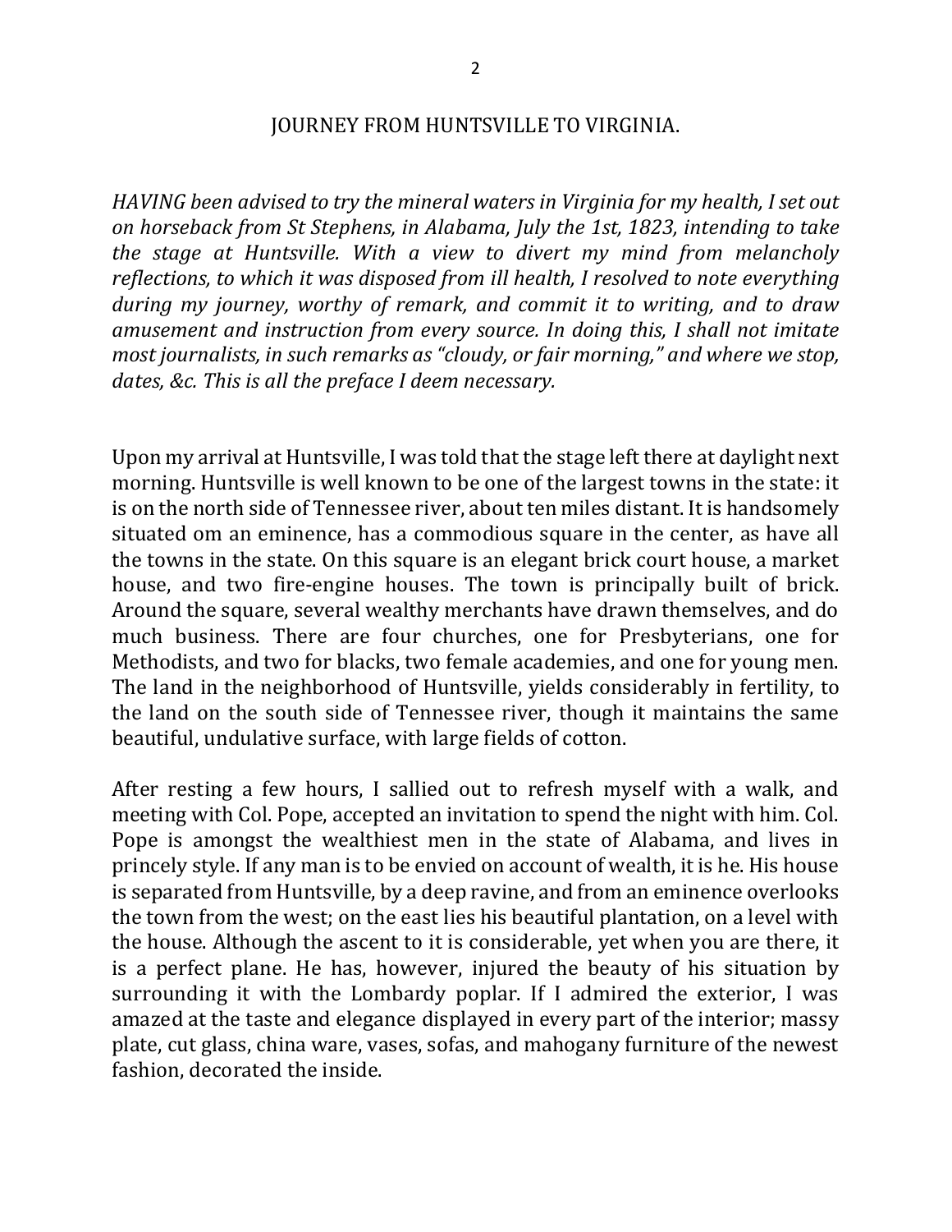# JOURNEY FROM HUNTSVILLE TO VIRGINIA.

*HAVING been advised to try the mineral waters in Virginia for my health, I set out on horseback from St Stephens, in Alabama, July the 1st, 1823, intending to take the stage at Huntsville. With a view to divert my mind from melancholy reflections, to which it was disposed from ill health, I resolved to note everything during my journey, worthy of remark, and commit it to writing, and to draw amusement and instruction from every source. In doing this, I shall not imitate most journalists, in such remarks as "cloudy, or fair morning," and where we stop, dates, &c. This is all the preface I deem necessary.*

Upon my arrival at Huntsville, I was told that the stage left there at daylight next morning. Huntsville is well known to be one of the largest towns in the state: it is on the north side of Tennessee river, about ten miles distant. It is handsomely situated om an eminence, has a commodious square in the center, as have all the towns in the state. On this square is an elegant brick court house, a market house, and two fire-engine houses. The town is principally built of brick. Around the square, several wealthy merchants have drawn themselves, and do much business. There are four churches, one for Presbyterians, one for Methodists, and two for blacks, two female academies, and one for young men. The land in the neighborhood of Huntsville, yields considerably in fertility, to the land on the south side of Tennessee river, though it maintains the same beautiful, undulative surface, with large fields of cotton.

After resting a few hours, I sallied out to refresh myself with a walk, and meeting with Col. Pope, accepted an invitation to spend the night with him. Col. Pope is amongst the wealthiest men in the state of Alabama, and lives in princely style. If any man is to be envied on account of wealth, it is he. His house is separated from Huntsville, by a deep ravine, and from an eminence overlooks the town from the west; on the east lies his beautiful plantation, on a level with the house. Although the ascent to it is considerable, yet when you are there, it is a perfect plane. He has, however, injured the beauty of his situation by surrounding it with the Lombardy poplar. If I admired the exterior, I was amazed at the taste and elegance displayed in every part of the interior; massy plate, cut glass, china ware, vases, sofas, and mahogany furniture of the newest fashion, decorated the inside.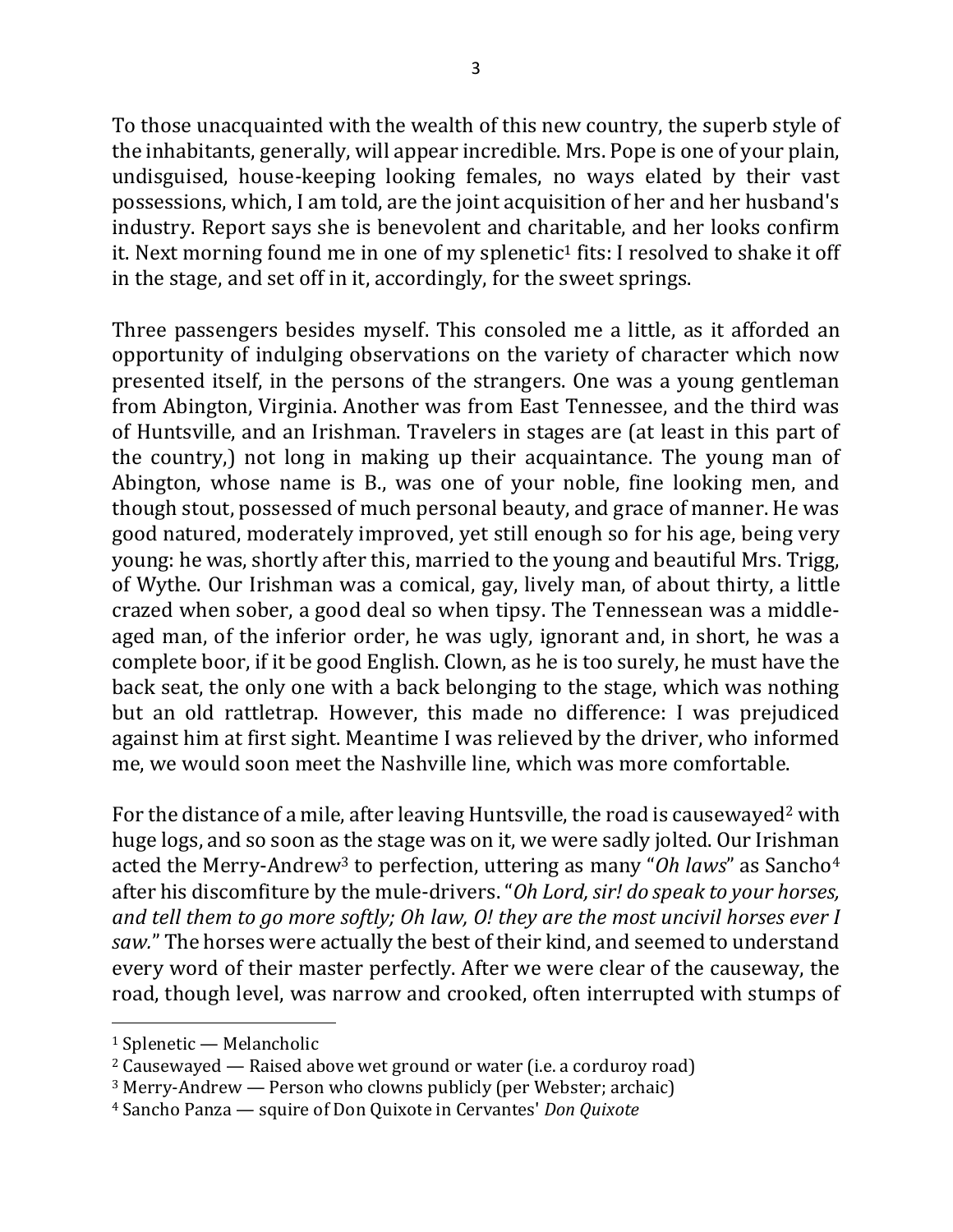To those unacquainted with the wealth of this new country, the superb style of the inhabitants, generally, will appear incredible. Mrs. Pope is one of your plain, undisguised, house-keeping looking females, no ways elated by their vast possessions, which, I am told, are the joint acquisition of her and her husband's industry. Report says she is benevolent and charitable, and her looks confirm it. Next morning found me in one of my splenetic[1] fits: I resolved to shake it off in the stage, and set off in it, accordingly, for the sweet springs.

Three passengers besides myself. This consoled me a little, as it afforded an opportunity of indulging observations on the variety of character which now presented itself, in the persons of the strangers. One was a young gentleman from Abington, Virginia. Another was from East Tennessee, and the third was of Huntsville, and an Irishman. Travelers in stages are (at least in this part of the country,) not long in making up their acquaintance. The young man of Abington, whose name is B., was one of your noble, fine looking men, and though stout, possessed of much personal beauty, and grace of manner. He was good natured, moderately improved, yet still enough so for his age, being very young: he was, shortly after this, married to the young and beautiful Mrs. Trigg, of Wythe. Our Irishman was a comical, gay, lively man, of about thirty, a little crazed when sober, a good deal so when tipsy. The Tennessean was a middle-aged man, of the inferior order, he was ugly, ignorant and, in short, he was a complete boor, if it be good English. Clown, as he is too surely, he must have the back seat, the only one with a back belonging to the stage, which was nothing but an old rattletrap. However, this made no difference: I was prejudiced against him at first sight. Meantime I was relieved by the driver, who informed me, we would soon meet the Nashville line, which was more comfortable.

For the distance of a mile, after leaving Huntsville, the road is causewayed[2] with huge logs, and so soon as the stage was on it, we were sadly jolted. Our Irishman acted the Merry-Andrew[3] to perfection, uttering as many "*Oh laws*" as Sancho[4] after his discomfiture by the mule-drivers. "*Oh Lord, sir! do speak to your horses, and tell them to go more softly; Oh law, O! they are the most uncivil horses ever I saw.*" The horses were actually the best of their kind, and seemed to understand every word of their master perfectly. After we were clear of the causeway, the road, though level, was narrow and crooked, often interrupted with stumps of

---

[1] Splenetic — Melancholic

[2] Causewayed — Raised above wet ground or water (i.e. a corduroy road)

[3] Merry-Andrew — Person who clowns publicly (per Webster; archaic)

[4] Sancho Panza — squire of Don Quixote in Cervantes' *Don Quixote*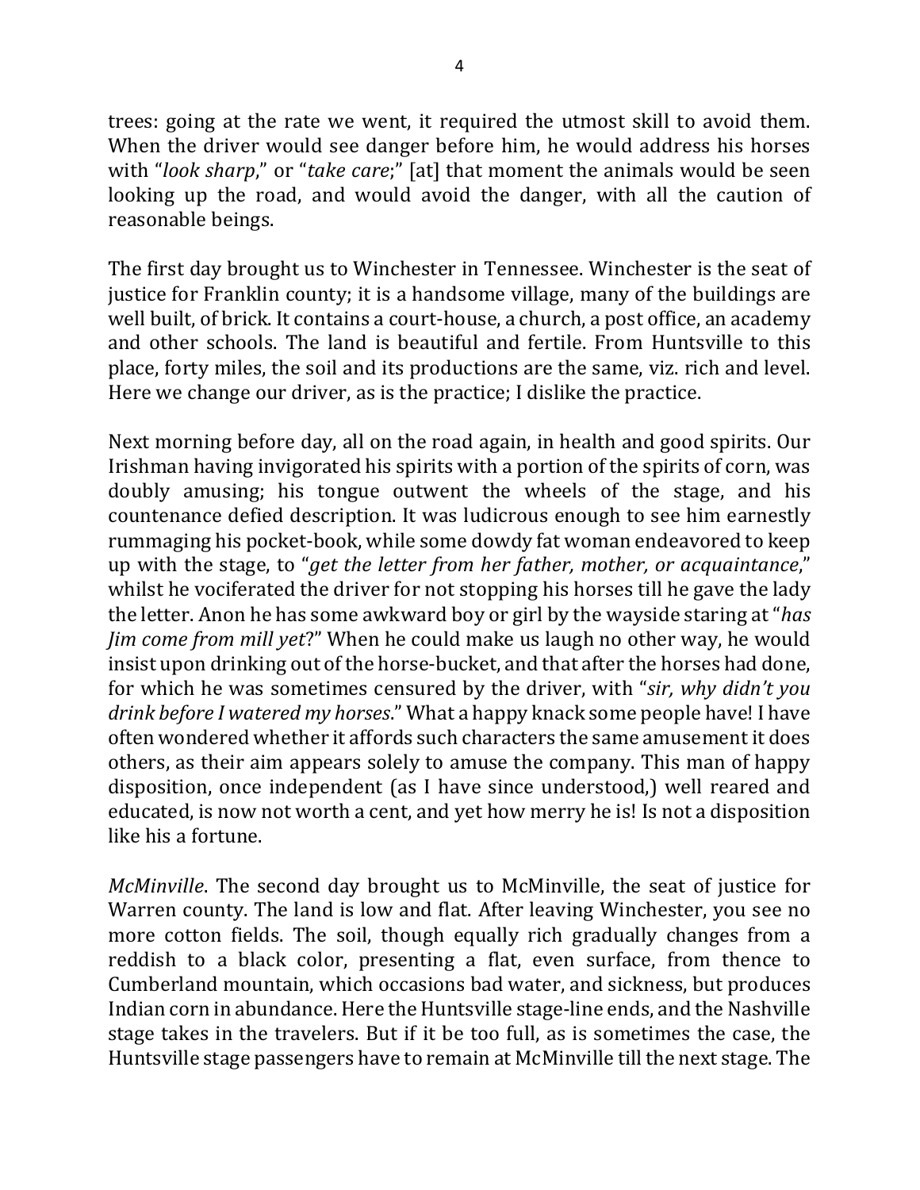trees: going at the rate we went, it required the utmost skill to avoid them. When the driver would see danger before him, he would address his horses with "*look sharp*," or "*take care*;" [at] that moment the animals would be seen looking up the road, and would avoid the danger, with all the caution of reasonable beings.

The first day brought us to Winchester in Tennessee. Winchester is the seat of justice for Franklin county; it is a handsome village, many of the buildings are well built, of brick. It contains a court-house, a church, a post office, an academy and other schools. The land is beautiful and fertile. From Huntsville to this place, forty miles, the soil and its productions are the same, viz. rich and level. Here we change our driver, as is the practice; I dislike the practice.

Next morning before day, all on the road again, in health and good spirits. Our Irishman having invigorated his spirits with a portion of the spirits of corn, was doubly amusing; his tongue outwent the wheels of the stage, and his countenance defied description. It was ludicrous enough to see him earnestly rummaging his pocket-book, while some dowdy fat woman endeavored to keep up with the stage, to "*get the letter from her father, mother, or acquaintance*," whilst he vociferated the driver for not stopping his horses till he gave the lady the letter. Anon he has some awkward boy or girl by the wayside staring at "*has Jim come from mill yet*?" When he could make us laugh no other way, he would insist upon drinking out of the horse-bucket, and that after the horses had done, for which he was sometimes censured by the driver, with "*sir, why didn't you drink before I watered my horses*." What a happy knack some people have! I have often wondered whether it affords such characters the same amusement it does others, as their aim appears solely to amuse the company. This man of happy disposition, once independent (as I have since understood,) well reared and educated, is now not worth a cent, and yet how merry he is! Is not a disposition like his a fortune.

*McMinville*. The second day brought us to McMinville, the seat of justice for Warren county. The land is low and flat. After leaving Winchester, you see no more cotton fields. The soil, though equally rich gradually changes from a reddish to a black color, presenting a flat, even surface, from thence to Cumberland mountain, which occasions bad water, and sickness, but produces Indian corn in abundance. Here the Huntsville stage-line ends, and the Nashville stage takes in the travelers. But if it be too full, as is sometimes the case, the Huntsville stage passengers have to remain at McMinville till the next stage. The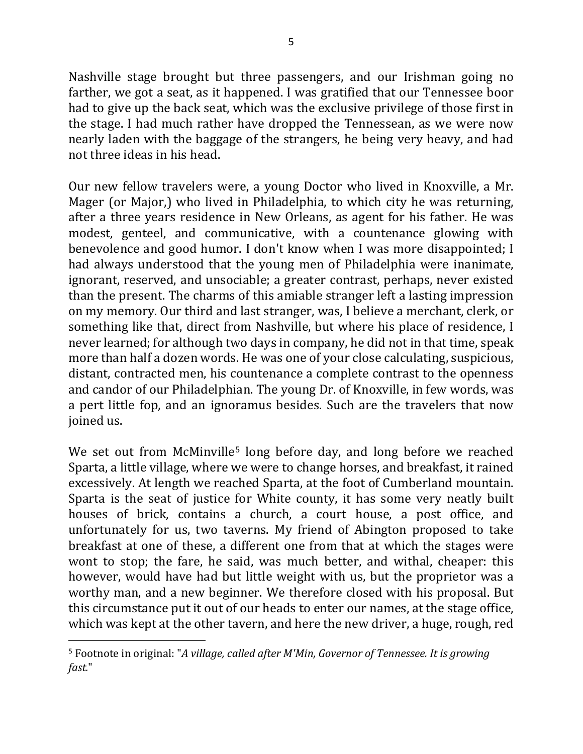Nashville stage brought but three passengers, and our Irishman going no farther, we got a seat, as it happened. I was gratified that our Tennessee boor had to give up the back seat, which was the exclusive privilege of those first in the stage. I had much rather have dropped the Tennessean, as we were now nearly laden with the baggage of the strangers, he being very heavy, and had not three ideas in his head.

Our new fellow travelers were, a young Doctor who lived in Knoxville, a Mr. Mager (or Major,) who lived in Philadelphia, to which city he was returning, after a three years residence in New Orleans, as agent for his father. He was modest, genteel, and communicative, with a countenance glowing with benevolence and good humor. I don't know when I was more disappointed; I had always understood that the young men of Philadelphia were inanimate, ignorant, reserved, and unsociable; a greater contrast, perhaps, never existed than the present. The charms of this amiable stranger left a lasting impression on my memory. Our third and last stranger, was, I believe a merchant, clerk, or something like that, direct from Nashville, but where his place of residence, I never learned; for although two days in company, he did not in that time, speak more than half a dozen words. He was one of your close calculating, suspicious, distant, contracted men, his countenance a complete contrast to the openness and candor of our Philadelphian. The young Dr. of Knoxville, in few words, was a pert little fop, and an ignoramus besides. Such are the travelers that now joined us.

We set out from McMinville[5] long before day, and long before we reached Sparta, a little village, where we were to change horses, and breakfast, it rained excessively. At length we reached Sparta, at the foot of Cumberland mountain. Sparta is the seat of justice for White county, it has some very neatly built houses of brick, contains a church, a court house, a post office, and unfortunately for us, two taverns. My friend of Abington proposed to take breakfast at one of these, a different one from that at which the stages were wont to stop; the fare, he said, was much better, and withal, cheaper: this however, would have had but little weight with us, but the proprietor was a worthy man, and a new beginner. We therefore closed with his proposal. But this circumstance put it out of our heads to enter our names, at the stage office, which was kept at the other tavern, and here the new driver, a huge, rough, red

[5] Footnote in original: "*A village, called after M'Min, Governor of Tennessee. It is growing fast.*"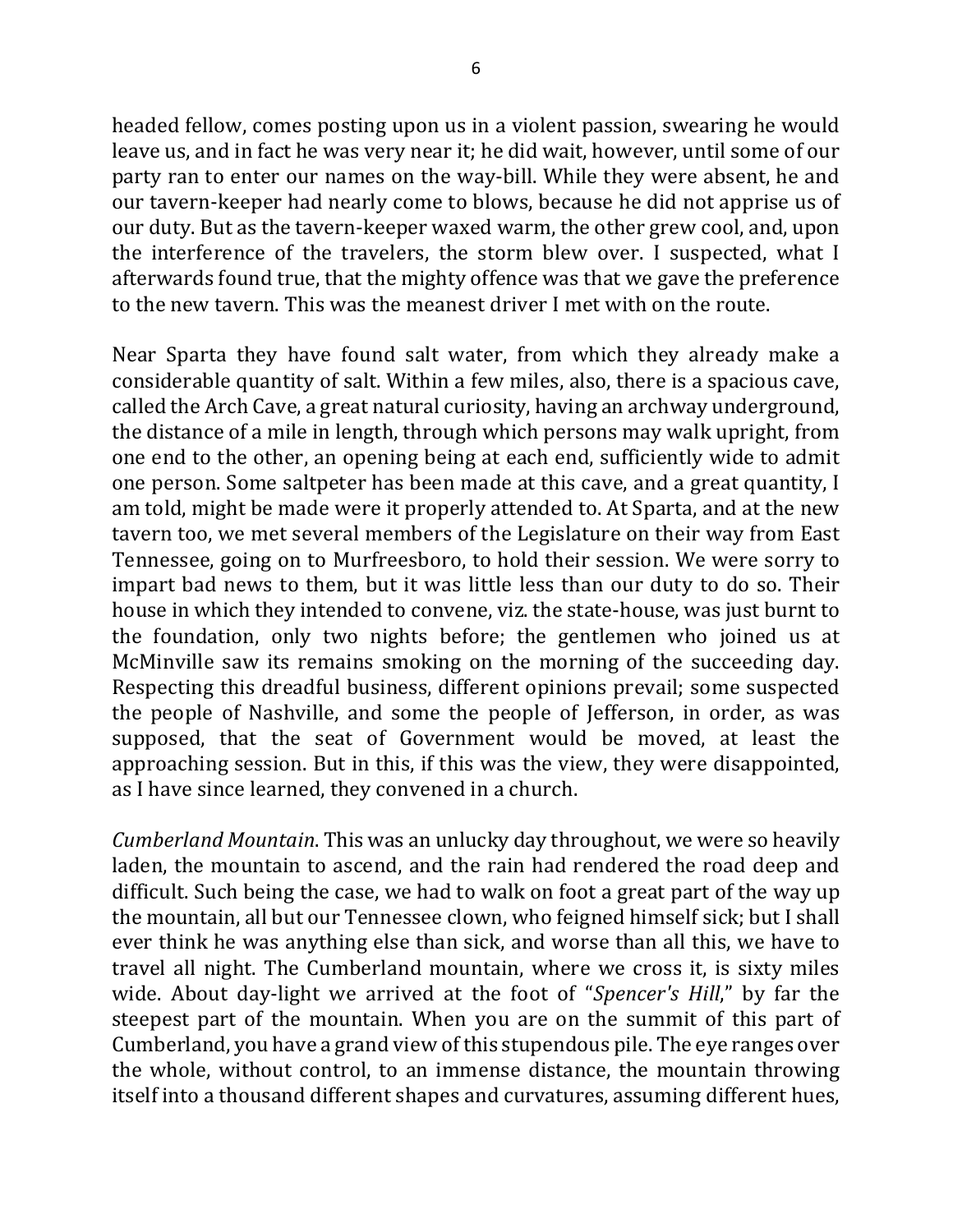headed fellow, comes posting upon us in a violent passion, swearing he would leave us, and in fact he was very near it; he did wait, however, until some of our party ran to enter our names on the way-bill. While they were absent, he and our tavern-keeper had nearly come to blows, because he did not apprise us of our duty. But as the tavern-keeper waxed warm, the other grew cool, and, upon the interference of the travelers, the storm blew over. I suspected, what I afterwards found true, that the mighty offence was that we gave the preference to the new tavern. This was the meanest driver I met with on the route.

Near Sparta they have found salt water, from which they already make a considerable quantity of salt. Within a few miles, also, there is a spacious cave, called the Arch Cave, a great natural curiosity, having an archway underground, the distance of a mile in length, through which persons may walk upright, from one end to the other, an opening being at each end, sufficiently wide to admit one person. Some saltpeter has been made at this cave, and a great quantity, I am told, might be made were it properly attended to. At Sparta, and at the new tavern too, we met several members of the Legislature on their way from East Tennessee, going on to Murfreesboro, to hold their session. We were sorry to impart bad news to them, but it was little less than our duty to do so. Their house in which they intended to convene, viz. the state-house, was just burnt to the foundation, only two nights before; the gentlemen who joined us at McMinville saw its remains smoking on the morning of the succeeding day. Respecting this dreadful business, different opinions prevail; some suspected the people of Nashville, and some the people of Jefferson, in order, as was supposed, that the seat of Government would be moved, at least the approaching session. But in this, if this was the view, they were disappointed, as I have since learned, they convened in a church.

*Cumberland Mountain*. This was an unlucky day throughout, we were so heavily laden, the mountain to ascend, and the rain had rendered the road deep and difficult. Such being the case, we had to walk on foot a great part of the way up the mountain, all but our Tennessee clown, who feigned himself sick; but I shall ever think he was anything else than sick, and worse than all this, we have to travel all night. The Cumberland mountain, where we cross it, is sixty miles wide. About day-light we arrived at the foot of "*Spencer's Hill*," by far the steepest part of the mountain. When you are on the summit of this part of Cumberland, you have a grand view of this stupendous pile. The eye ranges over the whole, without control, to an immense distance, the mountain throwing itself into a thousand different shapes and curvatures, assuming different hues,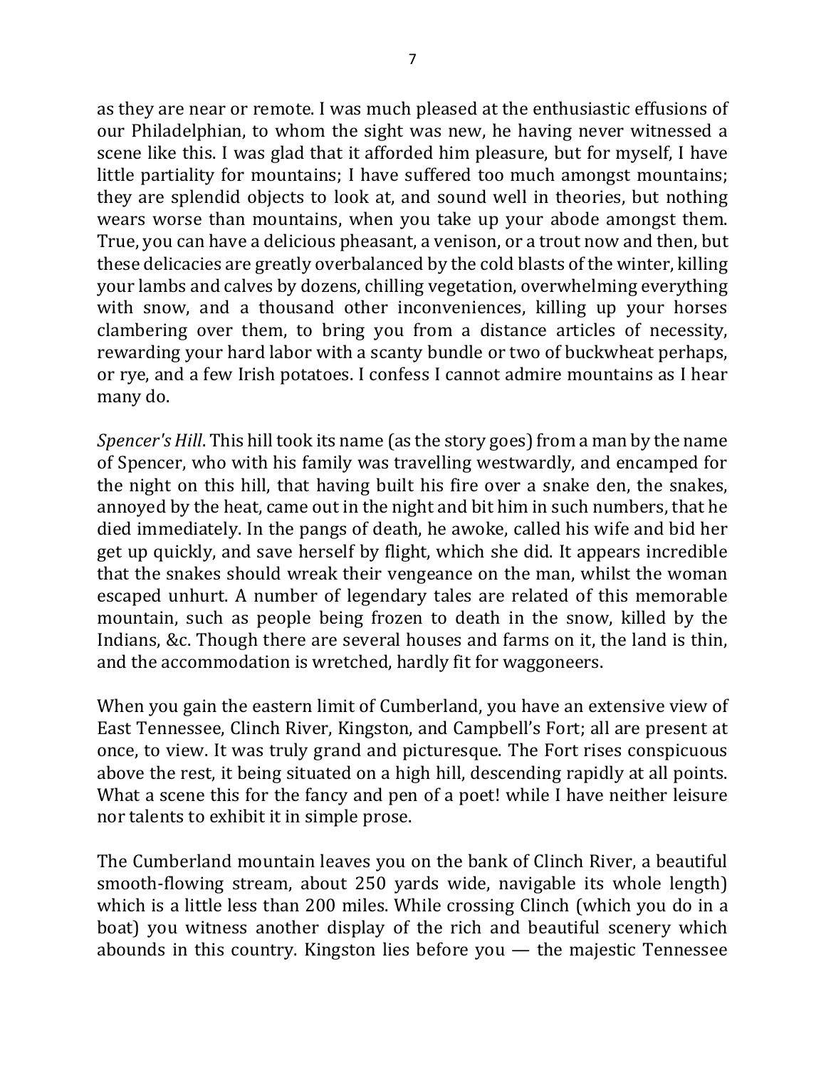as they are near or remote. I was much pleased at the enthusiastic effusions of our Philadelphian, to whom the sight was new, he having never witnessed a scene like this. I was glad that it afforded him pleasure, but for myself, I have little partiality for mountains; I have suffered too much amongst mountains; they are splendid objects to look at, and sound well in theories, but nothing wears worse than mountains, when you take up your abode amongst them. True, you can have a delicious pheasant, a venison, or a trout now and then, but these delicacies are greatly overbalanced by the cold blasts of the winter, killing your lambs and calves by dozens, chilling vegetation, overwhelming everything with snow, and a thousand other inconveniences, killing up your horses clambering over them, to bring you from a distance articles of necessity, rewarding your hard labor with a scanty bundle or two of buckwheat perhaps, or rye, and a few Irish potatoes. I confess I cannot admire mountains as I hear many do.

*Spencer's Hill*. This hill took its name (as the story goes) from a man by the name of Spencer, who with his family was travelling westwardly, and encamped for the night on this hill, that having built his fire over a snake den, the snakes, annoyed by the heat, came out in the night and bit him in such numbers, that he died immediately. In the pangs of death, he awoke, called his wife and bid her get up quickly, and save herself by flight, which she did. It appears incredible that the snakes should wreak their vengeance on the man, whilst the woman escaped unhurt. A number of legendary tales are related of this memorable mountain, such as people being frozen to death in the snow, killed by the Indians, &c. Though there are several houses and farms on it, the land is thin, and the accommodation is wretched, hardly fit for waggoneers.

When you gain the eastern limit of Cumberland, you have an extensive view of East Tennessee, Clinch River, Kingston, and Campbell's Fort; all are present at once, to view. It was truly grand and picturesque. The Fort rises conspicuous above the rest, it being situated on a high hill, descending rapidly at all points. What a scene this for the fancy and pen of a poet! while I have neither leisure nor talents to exhibit it in simple prose.

The Cumberland mountain leaves you on the bank of Clinch River, a beautiful smooth-flowing stream, about 250 yards wide, navigable its whole length) which is a little less than 200 miles. While crossing Clinch (which you do in a boat) you witness another display of the rich and beautiful scenery which abounds in this country. Kingston lies before you — the majestic Tennessee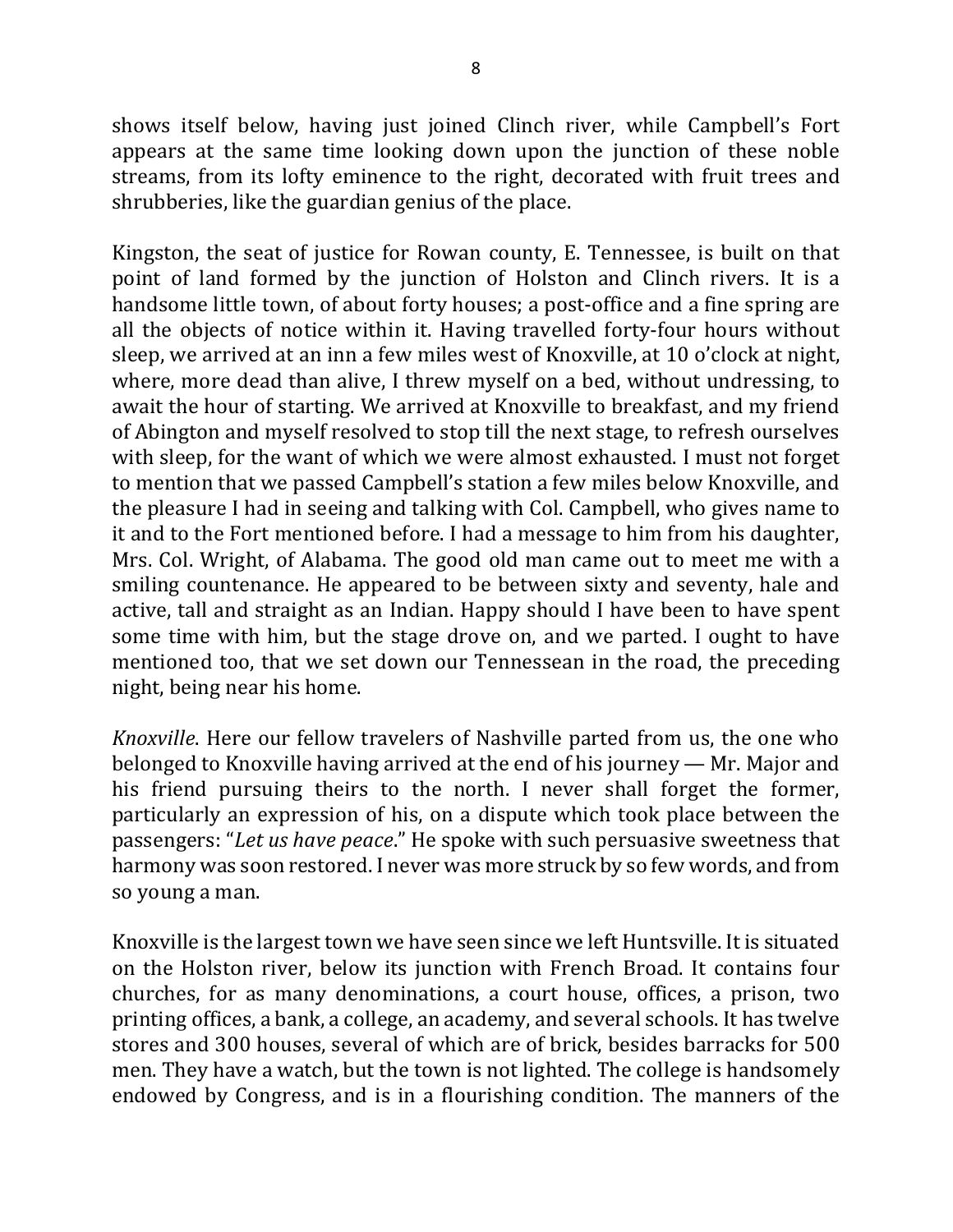shows itself below, having just joined Clinch river, while Campbell's Fort appears at the same time looking down upon the junction of these noble streams, from its lofty eminence to the right, decorated with fruit trees and shrubberies, like the guardian genius of the place.

Kingston, the seat of justice for Rowan county, E. Tennessee, is built on that point of land formed by the junction of Holston and Clinch rivers. It is a handsome little town, of about forty houses; a post-office and a fine spring are all the objects of notice within it. Having travelled forty-four hours without sleep, we arrived at an inn a few miles west of Knoxville, at 10 o'clock at night, where, more dead than alive, I threw myself on a bed, without undressing, to await the hour of starting. We arrived at Knoxville to breakfast, and my friend of Abington and myself resolved to stop till the next stage, to refresh ourselves with sleep, for the want of which we were almost exhausted. I must not forget to mention that we passed Campbell's station a few miles below Knoxville, and the pleasure I had in seeing and talking with Col. Campbell, who gives name to it and to the Fort mentioned before. I had a message to him from his daughter, Mrs. Col. Wright, of Alabama. The good old man came out to meet me with a smiling countenance. He appeared to be between sixty and seventy, hale and active, tall and straight as an Indian. Happy should I have been to have spent some time with him, but the stage drove on, and we parted. I ought to have mentioned too, that we set down our Tennessean in the road, the preceding night, being near his home.

*Knoxville*. Here our fellow travelers of Nashville parted from us, the one who belonged to Knoxville having arrived at the end of his journey — Mr. Major and his friend pursuing theirs to the north. I never shall forget the former, particularly an expression of his, on a dispute which took place between the passengers: "*Let us have peace*." He spoke with such persuasive sweetness that harmony was soon restored. I never was more struck by so few words, and from so young a man.

Knoxville is the largest town we have seen since we left Huntsville. It is situated on the Holston river, below its junction with French Broad. It contains four churches, for as many denominations, a court house, offices, a prison, two printing offices, a bank, a college, an academy, and several schools. It has twelve stores and 300 houses, several of which are of brick, besides barracks for 500 men. They have a watch, but the town is not lighted. The college is handsomely endowed by Congress, and is in a flourishing condition. The manners of the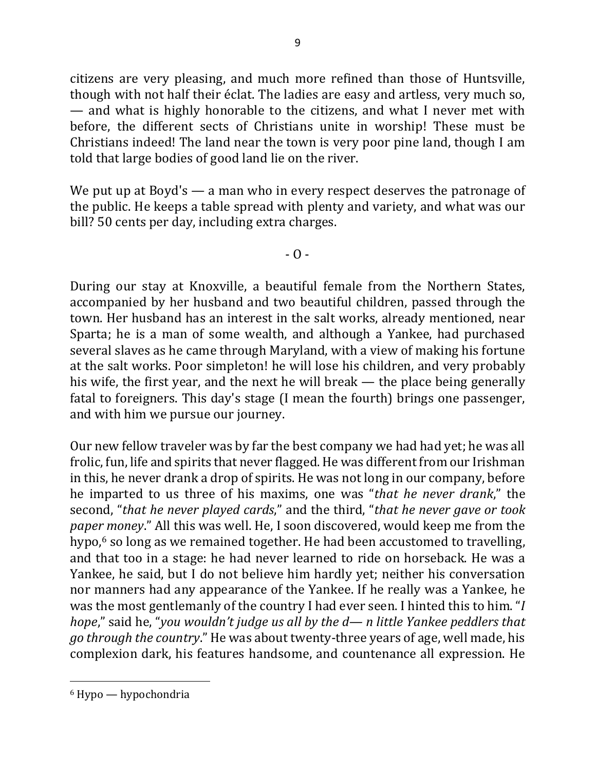citizens are very pleasing, and much more refined than those of Huntsville, though with not half their éclat. The ladies are easy and artless, very much so, — and what is highly honorable to the citizens, and what I never met with before, the different sects of Christians unite in worship! These must be Christians indeed! The land near the town is very poor pine land, though I am told that large bodies of good land lie on the river.

We put up at Boyd's — a man who in every respect deserves the patronage of the public. He keeps a table spread with plenty and variety, and what was our bill? 50 cents per day, including extra charges.

- O -

During our stay at Knoxville, a beautiful female from the Northern States, accompanied by her husband and two beautiful children, passed through the town. Her husband has an interest in the salt works, already mentioned, near Sparta; he is a man of some wealth, and although a Yankee, had purchased several slaves as he came through Maryland, with a view of making his fortune at the salt works. Poor simpleton! he will lose his children, and very probably his wife, the first year, and the next he will break — the place being generally fatal to foreigners. This day's stage (I mean the fourth) brings one passenger, and with him we pursue our journey.

Our new fellow traveler was by far the best company we had had yet; he was all frolic, fun, life and spirits that never flagged. He was different from our Irishman in this, he never drank a drop of spirits. He was not long in our company, before he imparted to us three of his maxims, one was "*that he never drank*," the second, "*that he never played cards*," and the third, "*that he never gave or took paper money*." All this was well. He, I soon discovered, would keep me from the hypo,[6] so long as we remained together. He had been accustomed to travelling, and that too in a stage: he had never learned to ride on horseback. He was a Yankee, he said, but I do not believe him hardly yet; neither his conversation nor manners had any appearance of the Yankee. If he really was a Yankee, he was the most gentlemanly of the country I had ever seen. I hinted this to him. "*I hope*," said he, "*you wouldn't judge us all by the d— n little Yankee peddlers that go through the country*." He was about twenty-three years of age, well made, his complexion dark, his features handsome, and countenance all expression. He

[6] Hypo — hypochondria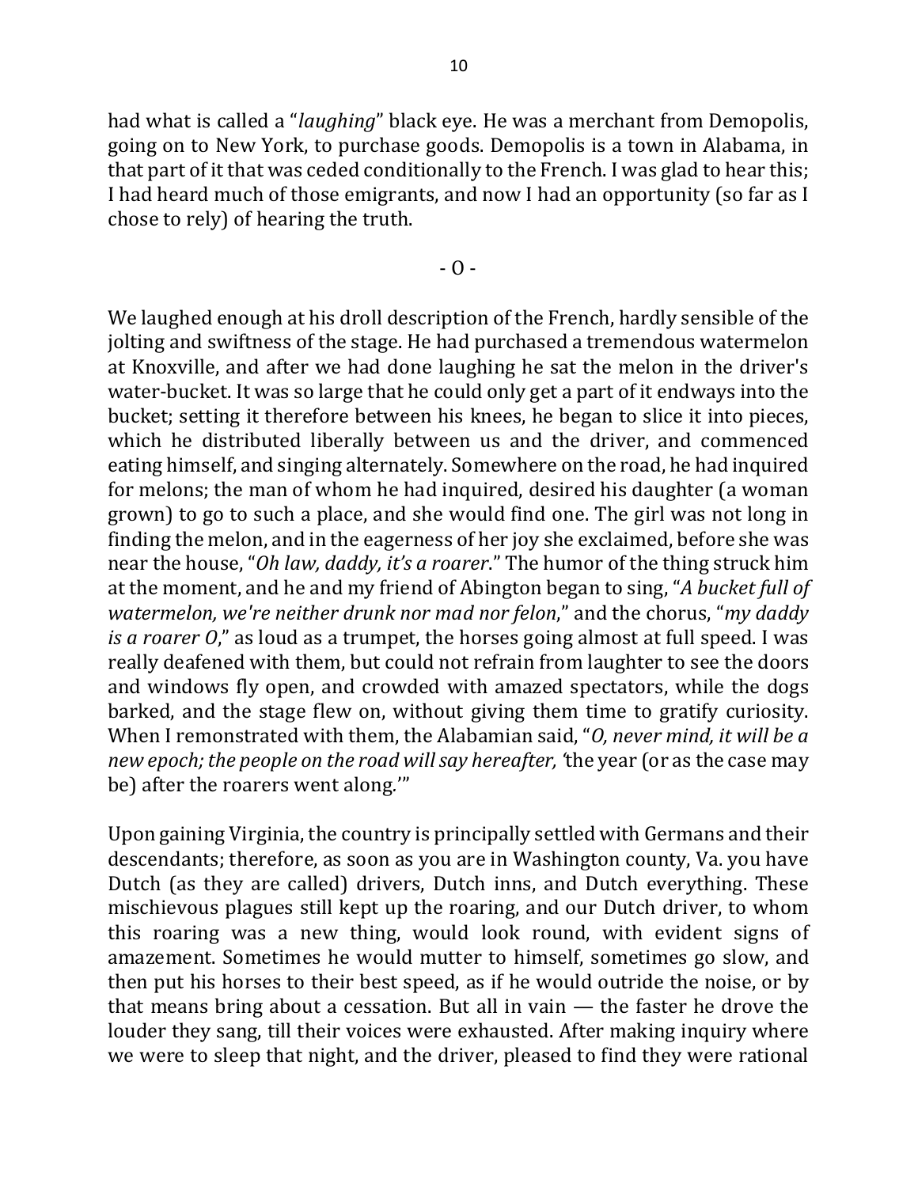had what is called a "*laughing*" black eye. He was a merchant from Demopolis, going on to New York, to purchase goods. Demopolis is a town in Alabama, in that part of it that was ceded conditionally to the French. I was glad to hear this; I had heard much of those emigrants, and now I had an opportunity (so far as I chose to rely) of hearing the truth.

- O -

We laughed enough at his droll description of the French, hardly sensible of the jolting and swiftness of the stage. He had purchased a tremendous watermelon at Knoxville, and after we had done laughing he sat the melon in the driver's water-bucket. It was so large that he could only get a part of it endways into the bucket; setting it therefore between his knees, he began to slice it into pieces, which he distributed liberally between us and the driver, and commenced eating himself, and singing alternately. Somewhere on the road, he had inquired for melons; the man of whom he had inquired, desired his daughter (a woman grown) to go to such a place, and she would find one. The girl was not long in finding the melon, and in the eagerness of her joy she exclaimed, before she was near the house, "*Oh law, daddy, it's a roarer*." The humor of the thing struck him at the moment, and he and my friend of Abington began to sing, "*A bucket full of watermelon, we're neither drunk nor mad nor felon*," and the chorus, "*my daddy is a roarer O*," as loud as a trumpet, the horses going almost at full speed. I was really deafened with them, but could not refrain from laughter to see the doors and windows fly open, and crowded with amazed spectators, while the dogs barked, and the stage flew on, without giving them time to gratify curiosity. When I remonstrated with them, the Alabamian said, "*O, never mind, it will be a new epoch; the people on the road will say hereafter, '*the year (or as the case may be) after the roarers went along*.'*"

Upon gaining Virginia, the country is principally settled with Germans and their descendants; therefore, as soon as you are in Washington county, Va. you have Dutch (as they are called) drivers, Dutch inns, and Dutch everything. These mischievous plagues still kept up the roaring, and our Dutch driver, to whom this roaring was a new thing, would look round, with evident signs of amazement. Sometimes he would mutter to himself, sometimes go slow, and then put his horses to their best speed, as if he would outride the noise, or by that means bring about a cessation. But all in vain — the faster he drove the louder they sang, till their voices were exhausted. After making inquiry where we were to sleep that night, and the driver, pleased to find they were rational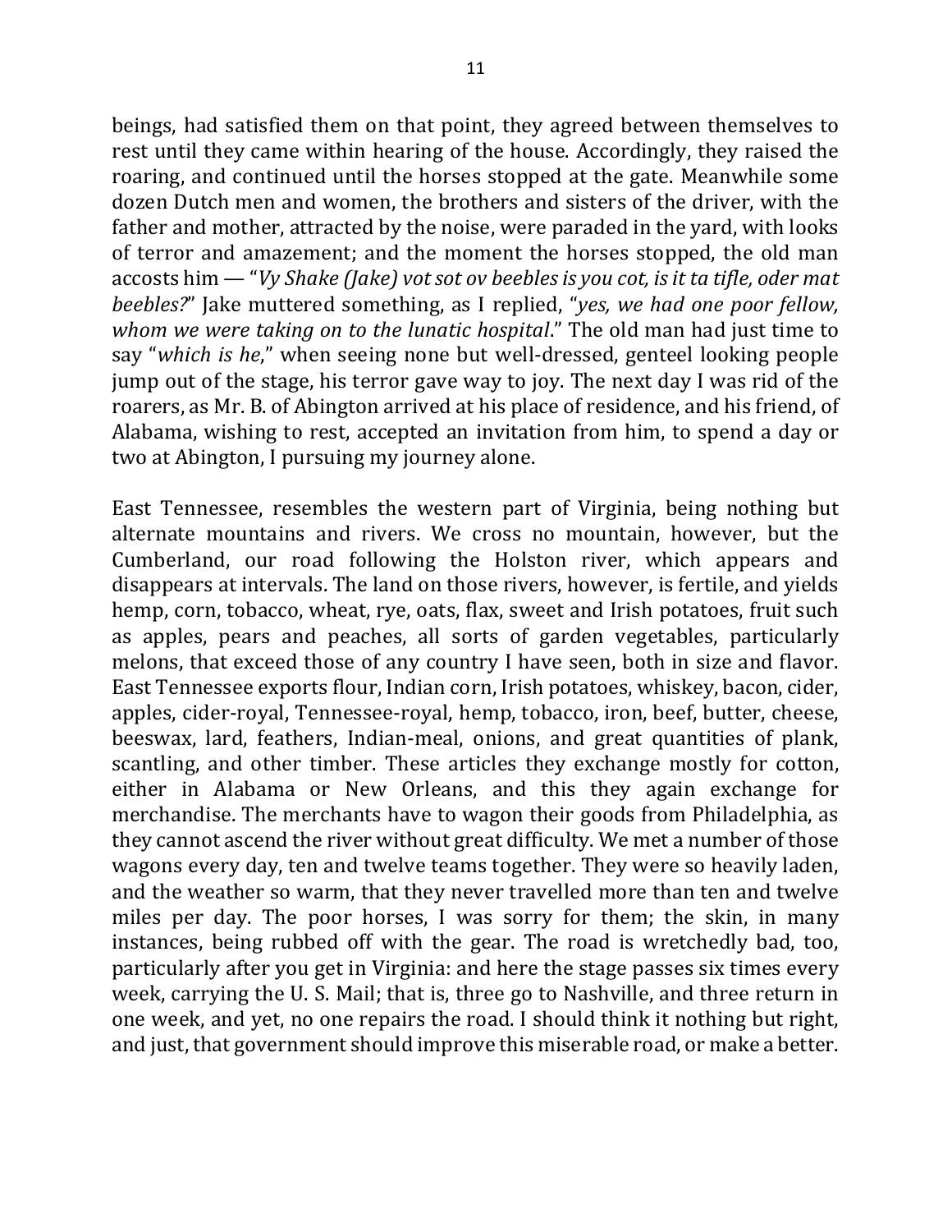beings, had satisfied them on that point, they agreed between themselves to rest until they came within hearing of the house. Accordingly, they raised the roaring, and continued until the horses stopped at the gate. Meanwhile some dozen Dutch men and women, the brothers and sisters of the driver, with the father and mother, attracted by the noise, were paraded in the yard, with looks of terror and amazement; and the moment the horses stopped, the old man accosts him — "*Vy Shake (Jake) vot sot ov beebles is you cot, is it ta tifle, oder mat beebles?*" Jake muttered something, as I replied, "*yes, we had one poor fellow, whom we were taking on to the lunatic hospital*." The old man had just time to say "*which is he*," when seeing none but well-dressed, genteel looking people jump out of the stage, his terror gave way to joy. The next day I was rid of the roarers, as Mr. B. of Abington arrived at his place of residence, and his friend, of Alabama, wishing to rest, accepted an invitation from him, to spend a day or two at Abington, I pursuing my journey alone.

East Tennessee, resembles the western part of Virginia, being nothing but alternate mountains and rivers. We cross no mountain, however, but the Cumberland, our road following the Holston river, which appears and disappears at intervals. The land on those rivers, however, is fertile, and yields hemp, corn, tobacco, wheat, rye, oats, flax, sweet and Irish potatoes, fruit such as apples, pears and peaches, all sorts of garden vegetables, particularly melons, that exceed those of any country I have seen, both in size and flavor. East Tennessee exports flour, Indian corn, Irish potatoes, whiskey, bacon, cider, apples, cider-royal, Tennessee-royal, hemp, tobacco, iron, beef, butter, cheese, beeswax, lard, feathers, Indian-meal, onions, and great quantities of plank, scantling, and other timber. These articles they exchange mostly for cotton, either in Alabama or New Orleans, and this they again exchange for merchandise. The merchants have to wagon their goods from Philadelphia, as they cannot ascend the river without great difficulty. We met a number of those wagons every day, ten and twelve teams together. They were so heavily laden, and the weather so warm, that they never travelled more than ten and twelve miles per day. The poor horses, I was sorry for them; the skin, in many instances, being rubbed off with the gear. The road is wretchedly bad, too, particularly after you get in Virginia: and here the stage passes six times every week, carrying the U. S. Mail; that is, three go to Nashville, and three return in one week, and yet, no one repairs the road. I should think it nothing but right, and just, that government should improve this miserable road, or make a better.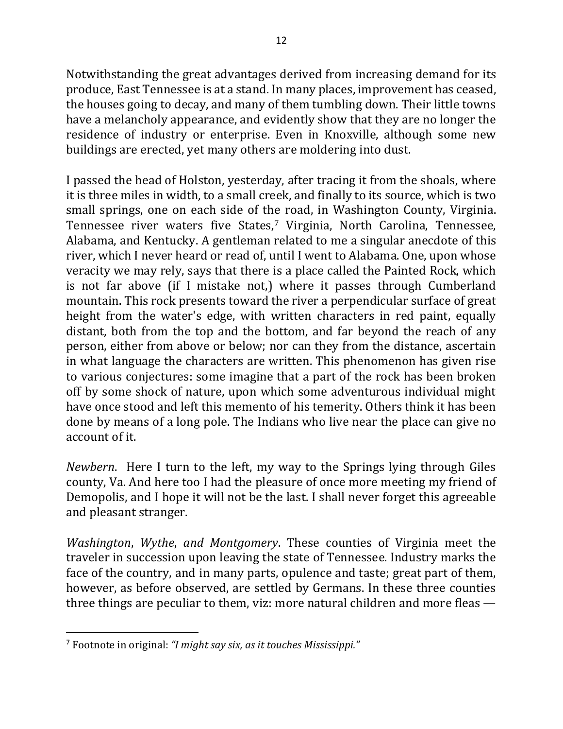Notwithstanding the great advantages derived from increasing demand for its produce, East Tennessee is at a stand. In many places, improvement has ceased, the houses going to decay, and many of them tumbling down. Their little towns have a melancholy appearance, and evidently show that they are no longer the residence of industry or enterprise. Even in Knoxville, although some new buildings are erected, yet many others are moldering into dust.

I passed the head of Holston, yesterday, after tracing it from the shoals, where it is three miles in width, to a small creek, and finally to its source, which is two small springs, one on each side of the road, in Washington County, Virginia. Tennessee river waters five States,[7] Virginia, North Carolina, Tennessee, Alabama, and Kentucky. A gentleman related to me a singular anecdote of this river, which I never heard or read of, until I went to Alabama. One, upon whose veracity we may rely, says that there is a place called the Painted Rock, which is not far above (if I mistake not,) where it passes through Cumberland mountain. This rock presents toward the river a perpendicular surface of great height from the water's edge, with written characters in red paint, equally distant, both from the top and the bottom, and far beyond the reach of any person, either from above or below; nor can they from the distance, ascertain in what language the characters are written. This phenomenon has given rise to various conjectures: some imagine that a part of the rock has been broken off by some shock of nature, upon which some adventurous individual might have once stood and left this memento of his temerity. Others think it has been done by means of a long pole. The Indians who live near the place can give no account of it.

*Newbern*. Here I turn to the left, my way to the Springs lying through Giles county, Va. And here too I had the pleasure of once more meeting my friend of Demopolis, and I hope it will not be the last. I shall never forget this agreeable and pleasant stranger.

*Washington*, *Wythe*, *and Montgomery*. These counties of Virginia meet the traveler in succession upon leaving the state of Tennessee. Industry marks the face of the country, and in many parts, opulence and taste; great part of them, however, as before observed, are settled by Germans. In these three counties three things are peculiar to them, viz: more natural children and more fleas —

---

[7] Footnote in original: *"I might say six, as it touches Mississippi."*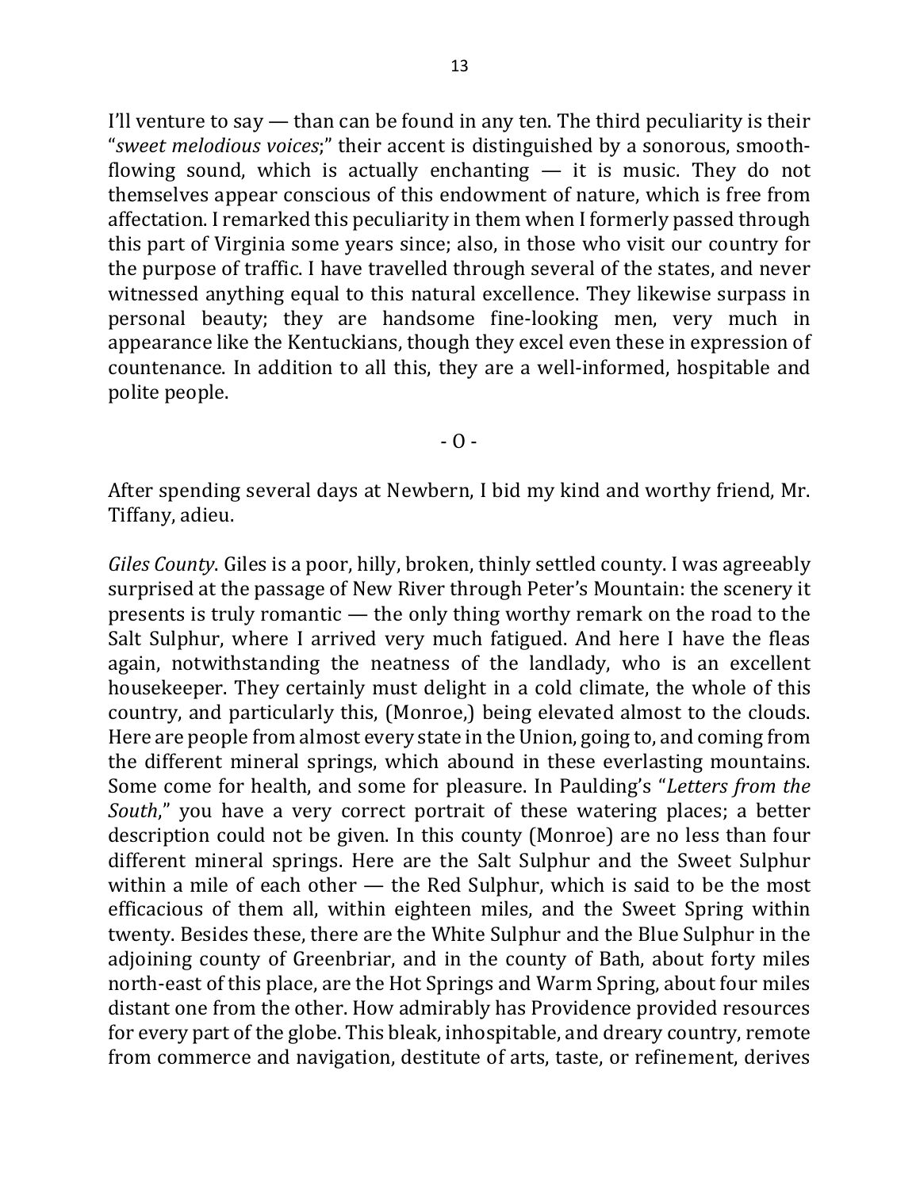I'll venture to say — than can be found in any ten. The third peculiarity is their "*sweet melodious voices*;" their accent is distinguished by a sonorous, smooth-flowing sound, which is actually enchanting — it is music. They do not themselves appear conscious of this endowment of nature, which is free from affectation. I remarked this peculiarity in them when I formerly passed through this part of Virginia some years since; also, in those who visit our country for the purpose of traffic. I have travelled through several of the states, and never witnessed anything equal to this natural excellence. They likewise surpass in personal beauty; they are handsome fine-looking men, very much in appearance like the Kentuckians, though they excel even these in expression of countenance. In addition to all this, they are a well-informed, hospitable and polite people.

- O -

After spending several days at Newbern, I bid my kind and worthy friend, Mr. Tiffany, adieu.

*Giles County*. Giles is a poor, hilly, broken, thinly settled county. I was agreeably surprised at the passage of New River through Peter's Mountain: the scenery it presents is truly romantic — the only thing worthy remark on the road to the Salt Sulphur, where I arrived very much fatigued. And here I have the fleas again, notwithstanding the neatness of the landlady, who is an excellent housekeeper. They certainly must delight in a cold climate, the whole of this country, and particularly this, (Monroe,) being elevated almost to the clouds. Here are people from almost every state in the Union, going to, and coming from the different mineral springs, which abound in these everlasting mountains. Some come for health, and some for pleasure. In Paulding's "*Letters from the South*," you have a very correct portrait of these watering places; a better description could not be given. In this county (Monroe) are no less than four different mineral springs. Here are the Salt Sulphur and the Sweet Sulphur within a mile of each other — the Red Sulphur, which is said to be the most efficacious of them all, within eighteen miles, and the Sweet Spring within twenty. Besides these, there are the White Sulphur and the Blue Sulphur in the adjoining county of Greenbriar, and in the county of Bath, about forty miles north-east of this place, are the Hot Springs and Warm Spring, about four miles distant one from the other. How admirably has Providence provided resources for every part of the globe. This bleak, inhospitable, and dreary country, remote from commerce and navigation, destitute of arts, taste, or refinement, derives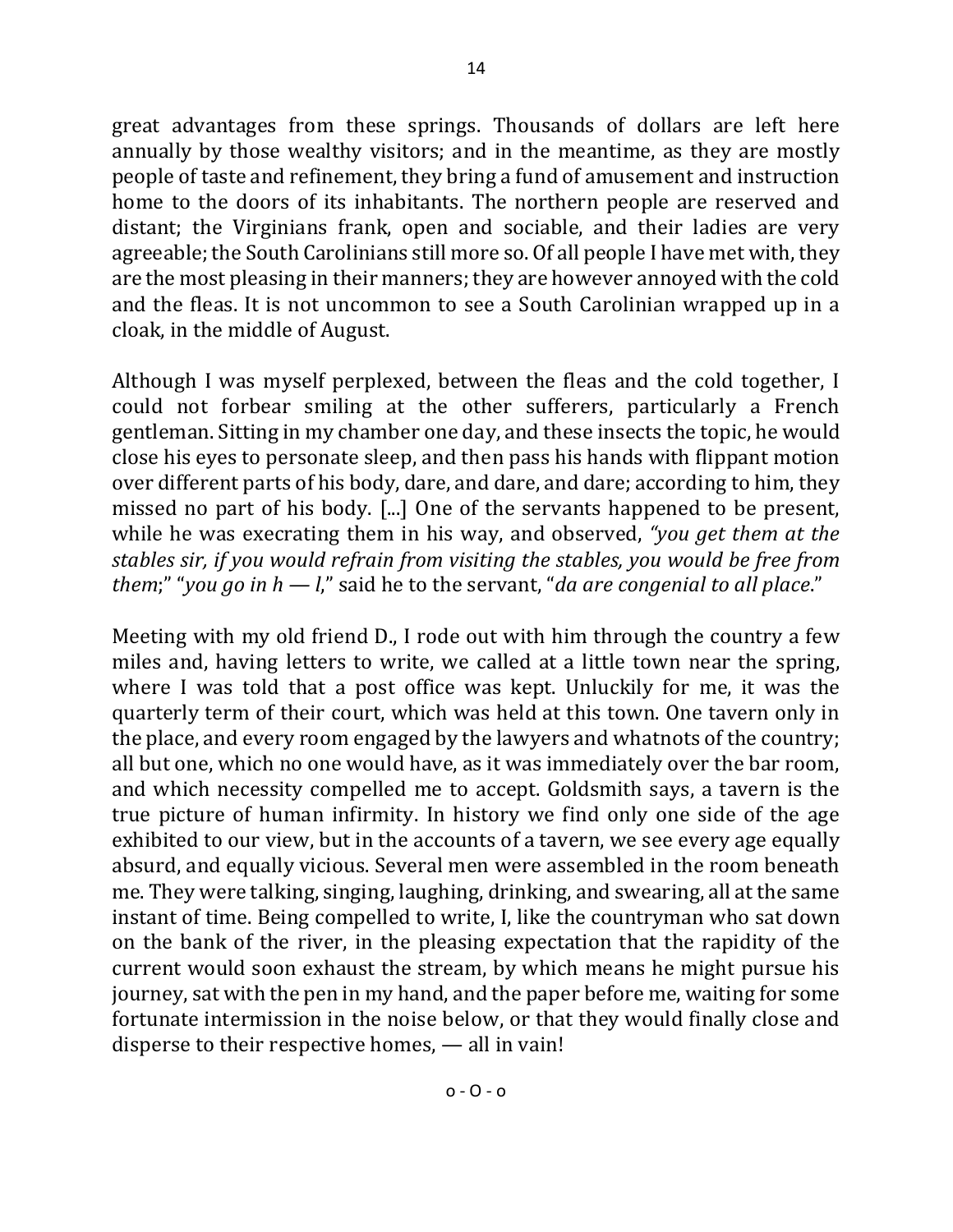great advantages from these springs. Thousands of dollars are left here annually by those wealthy visitors; and in the meantime, as they are mostly people of taste and refinement, they bring a fund of amusement and instruction home to the doors of its inhabitants. The northern people are reserved and distant; the Virginians frank, open and sociable, and their ladies are very agreeable; the South Carolinians still more so. Of all people I have met with, they are the most pleasing in their manners; they are however annoyed with the cold and the fleas. It is not uncommon to see a South Carolinian wrapped up in a cloak, in the middle of August.

Although I was myself perplexed, between the fleas and the cold together, I could not forbear smiling at the other sufferers, particularly a French gentleman. Sitting in my chamber one day, and these insects the topic, he would close his eyes to personate sleep, and then pass his hands with flippant motion over different parts of his body, dare, and dare, and dare; according to him, they missed no part of his body. [...] One of the servants happened to be present, while he was execrating them in his way, and observed, *"you get them at the stables sir, if you would refrain from visiting the stables, you would be free from them*;" "*you go in h — l*," said he to the servant, "*da are congenial to all place*."

Meeting with my old friend D., I rode out with him through the country a few miles and, having letters to write, we called at a little town near the spring, where I was told that a post office was kept. Unluckily for me, it was the quarterly term of their court, which was held at this town. One tavern only in the place, and every room engaged by the lawyers and whatnots of the country; all but one, which no one would have, as it was immediately over the bar room, and which necessity compelled me to accept. Goldsmith says, a tavern is the true picture of human infirmity. In history we find only one side of the age exhibited to our view, but in the accounts of a tavern, we see every age equally absurd, and equally vicious. Several men were assembled in the room beneath me. They were talking, singing, laughing, drinking, and swearing, all at the same instant of time. Being compelled to write, I, like the countryman who sat down on the bank of the river, in the pleasing expectation that the rapidity of the current would soon exhaust the stream, by which means he might pursue his journey, sat with the pen in my hand, and the paper before me, waiting for some fortunate intermission in the noise below, or that they would finally close and disperse to their respective homes, — all in vain!

o - O - o